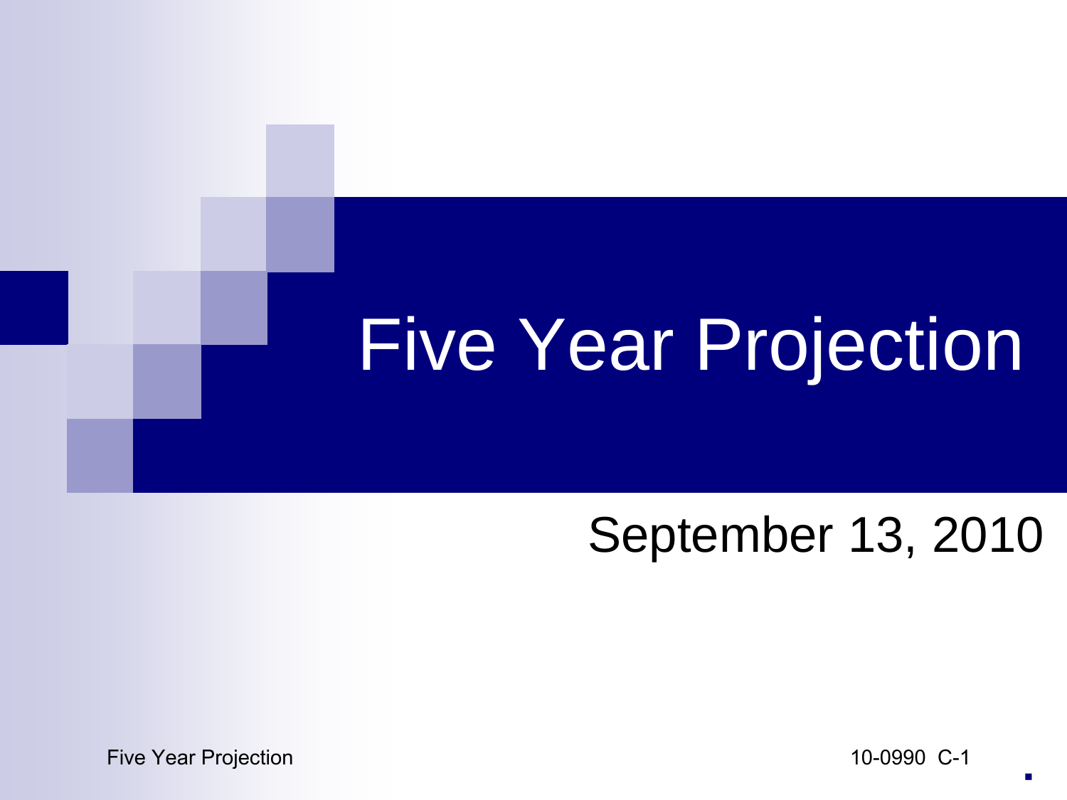# Five Year Projection

September 13, 2010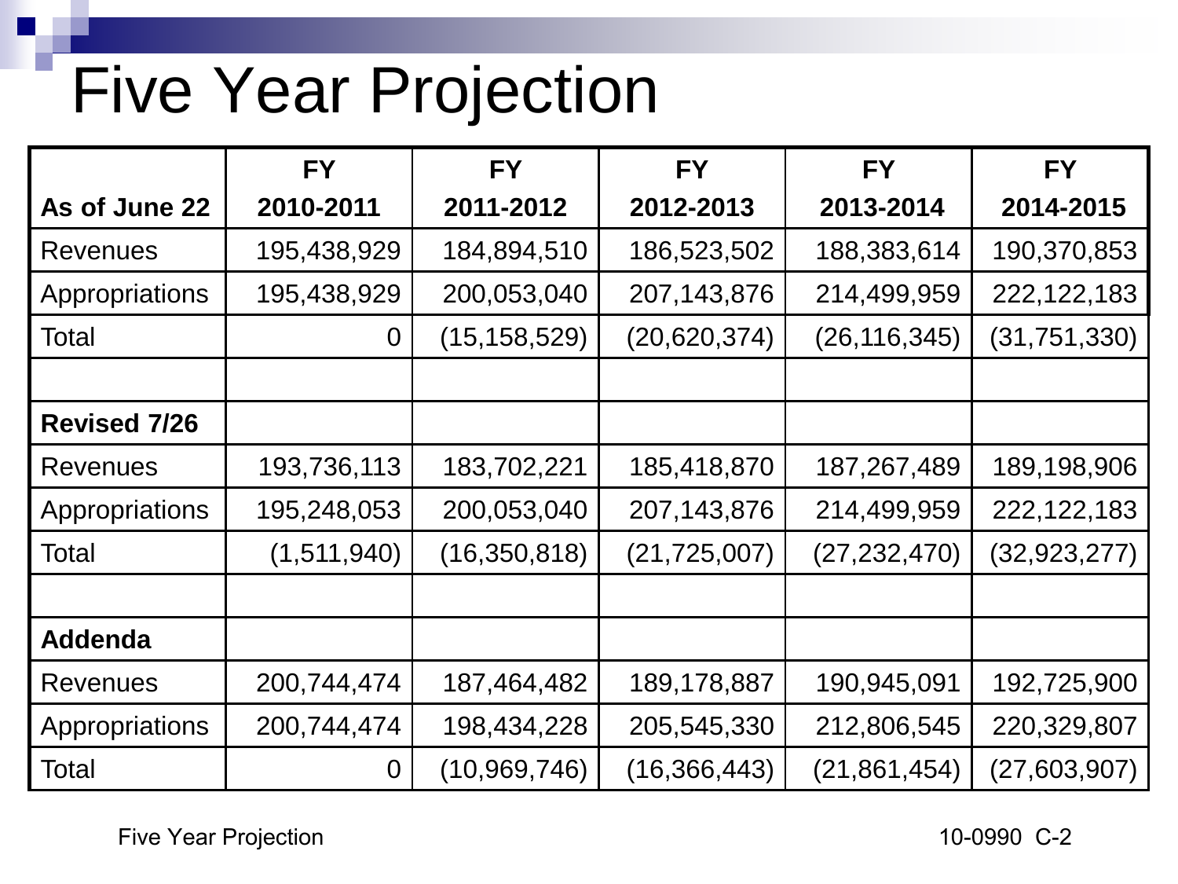# Five Year Projection

| As of June 22 | FY 2010-2011 | FY 2011-2012 | FY 2012-2013 | FY 2013-2014 | FY 2014-2015 |
|---|---|---|---|---|---|
| Revenues | 195,438,929 | 184,894,510 | 186,523,502 | 188,383,614 | 190,370,853 |
| Appropriations | 195,438,929 | 200,053,040 | 207,143,876 | 214,499,959 | 222,122,183 |
| Total | 0 | (15,158,529) | (20,620,374) | (26,116,345) | (31,751,330) |
| | | | | | |
| **Revised 7/26** | | | | | |
| Revenues | 193,736,113 | 183,702,221 | 185,418,870 | 187,267,489 | 189,198,906 |
| Appropriations | 195,248,053 | 200,053,040 | 207,143,876 | 214,499,959 | 222,122,183 |
| Total | (1,511,940) | (16,350,818) | (21,725,007) | (27,232,470) | (32,923,277) |
| | | | | | |
| **Addenda** | | | | | |
| Revenues | 200,744,474 | 187,464,482 | 189,178,887 | 190,945,091 | 192,725,900 |
| Appropriations | 200,744,474 | 198,434,228 | 205,545,330 | 212,806,545 | 220,329,807 |
| Total | 0 | (10,969,746) | (16,366,443) | (21,861,454) | (27,603,907) |

Five Year Projection

10-0990 C-2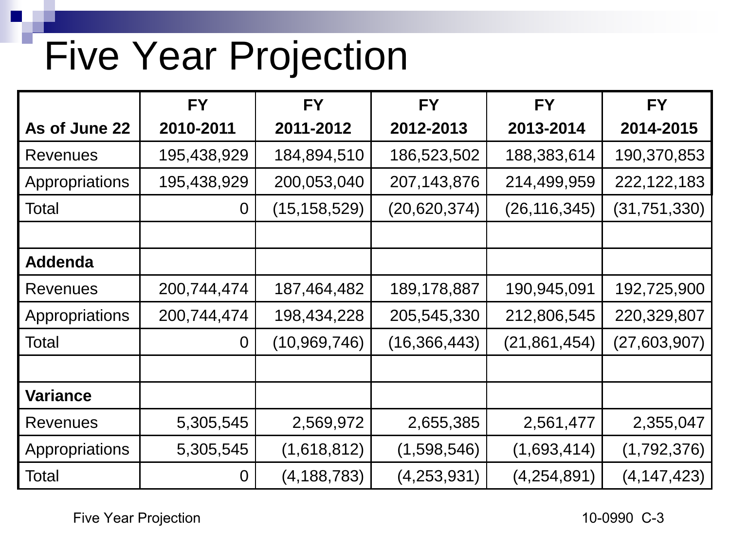# Five Year Projection

| As of June 22 | FY 2010-2011 | FY 2011-2012 | FY 2012-2013 | FY 2013-2014 | FY 2014-2015 |
|---|---|---|---|---|---|
| Revenues | 195,438,929 | 184,894,510 | 186,523,502 | 188,383,614 | 190,370,853 |
| Appropriations | 195,438,929 | 200,053,040 | 207,143,876 | 214,499,959 | 222,122,183 |
| Total | 0 | (15,158,529) | (20,620,374) | (26,116,345) | (31,751,330) |
| | | | | | |
| **Addenda** | | | | | |
| Revenues | 200,744,474 | 187,464,482 | 189,178,887 | 190,945,091 | 192,725,900 |
| Appropriations | 200,744,474 | 198,434,228 | 205,545,330 | 212,806,545 | 220,329,807 |
| Total | 0 | (10,969,746) | (16,366,443) | (21,861,454) | (27,603,907) |
| | | | | | |
| **Variance** | | | | | |
| Revenues | 5,305,545 | 2,569,972 | 2,655,385 | 2,561,477 | 2,355,047 |
| Appropriations | 5,305,545 | (1,618,812) | (1,598,546) | (1,693,414) | (1,792,376) |
| Total | 0 | (4,188,783) | (4,253,931) | (4,254,891) | (4,147,423) |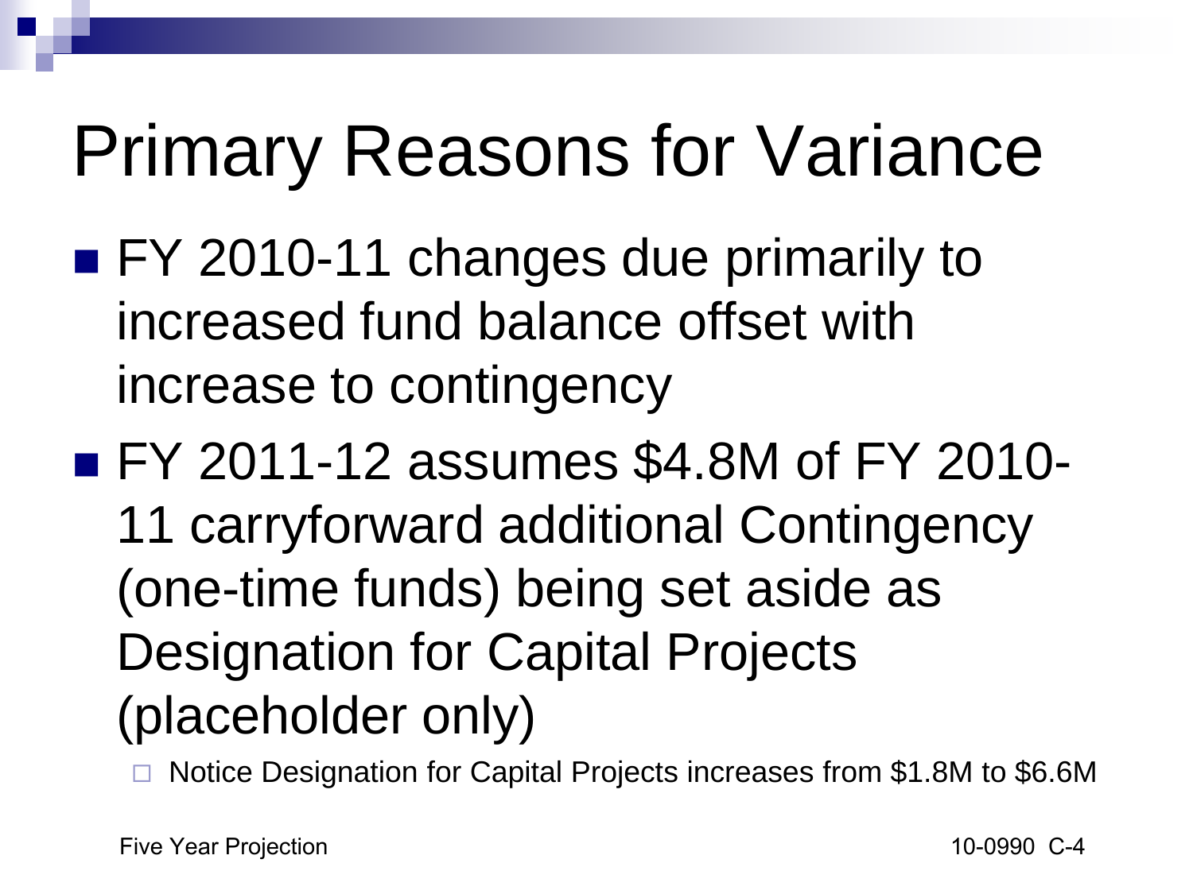# Primary Reasons for Variance

- FY 2010-11 changes due primarily to increased fund balance offset with increase to contingency
- FY 2011-12 assumes $4.8M of FY 2010-11 carryforward additional Contingency (one-time funds) being set aside as Designation for Capital Projects (placeholder only)
  - Notice Designation for Capital Projects increases from $1.8M to $6.6M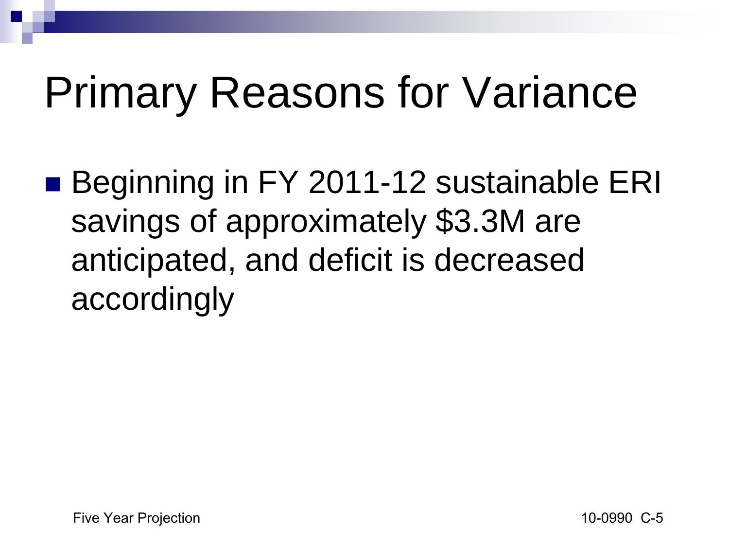# Primary Reasons for Variance

- Beginning in FY 2011-12 sustainable ERI savings of approximately $3.3M are anticipated, and deficit is decreased accordingly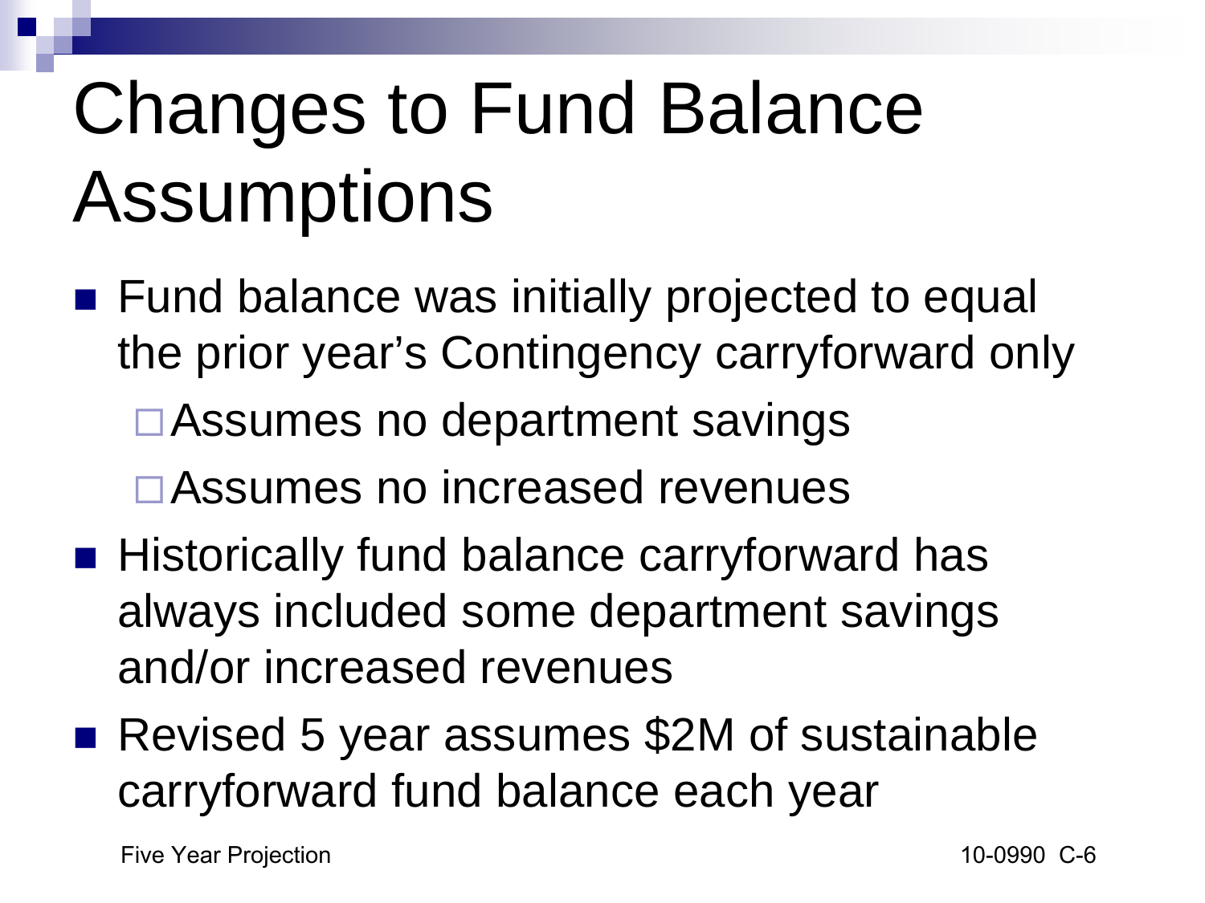# Changes to Fund Balance Assumptions

- Fund balance was initially projected to equal the prior year's Contingency carryforward only
  - Assumes no department savings
  - Assumes no increased revenues
- Historically fund balance carryforward has always included some department savings and/or increased revenues
- Revised 5 year assumes $2M of sustainable carryforward fund balance each year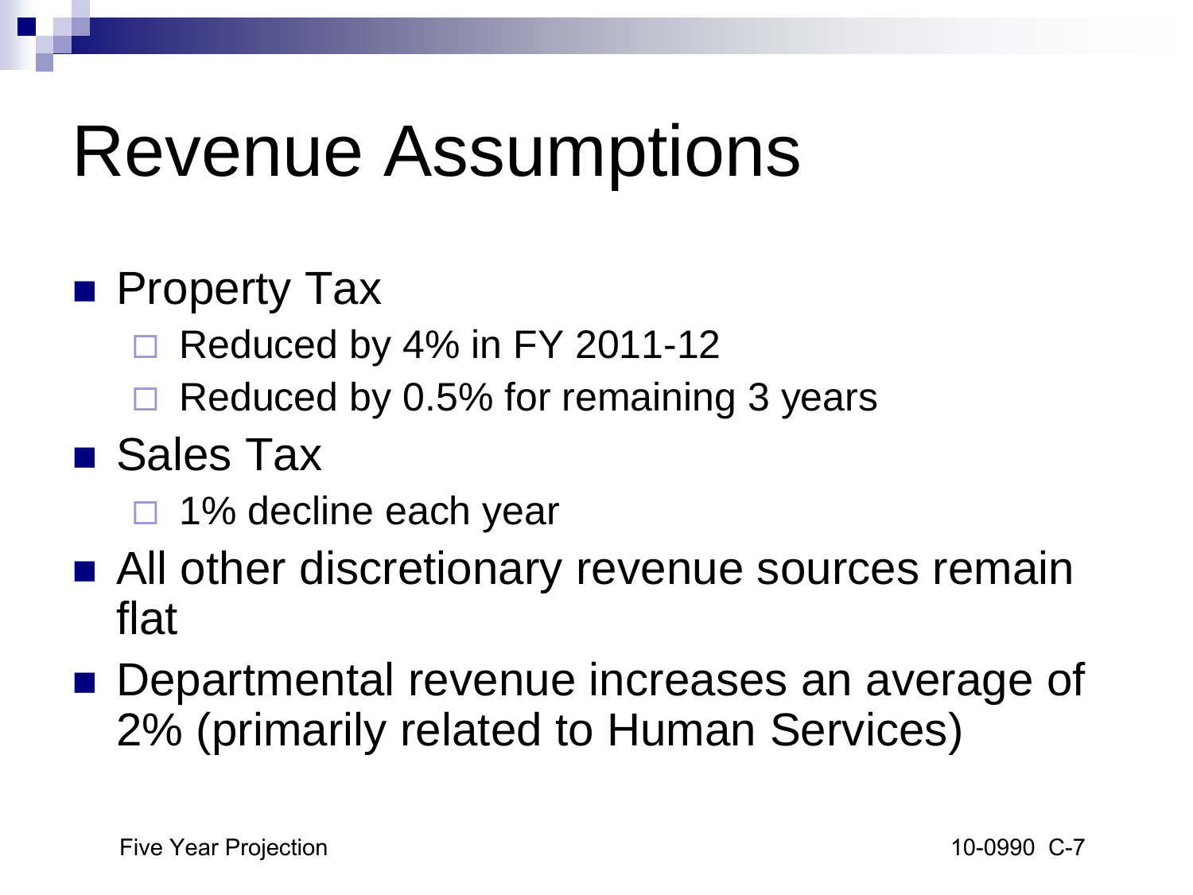# Revenue Assumptions

- Property Tax
  - Reduced by 4% in FY 2011-12
  - Reduced by 0.5% for remaining 3 years
- Sales Tax
  - 1% decline each year
- All other discretionary revenue sources remain flat
- Departmental revenue increases an average of 2% (primarily related to Human Services)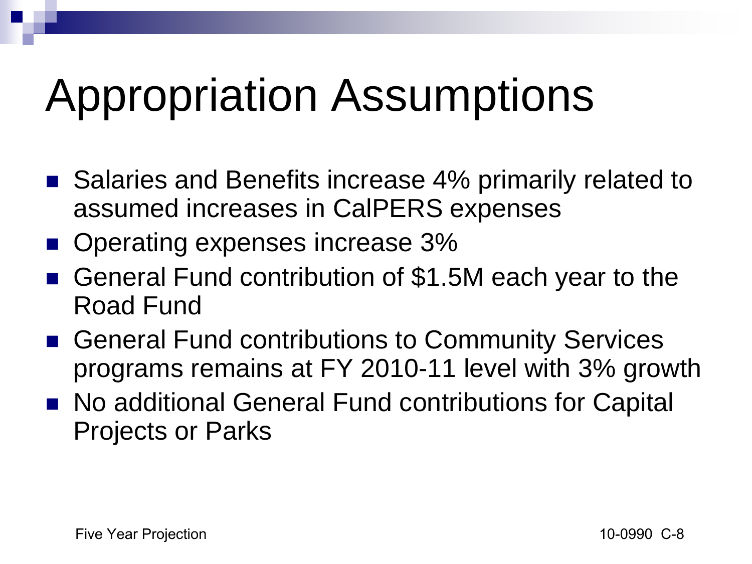# Appropriation Assumptions

- Salaries and Benefits increase 4% primarily related to assumed increases in CalPERS expenses
- Operating expenses increase 3%
- General Fund contribution of $1.5M each year to the Road Fund
- General Fund contributions to Community Services programs remains at FY 2010-11 level with 3% growth
- No additional General Fund contributions for Capital Projects or Parks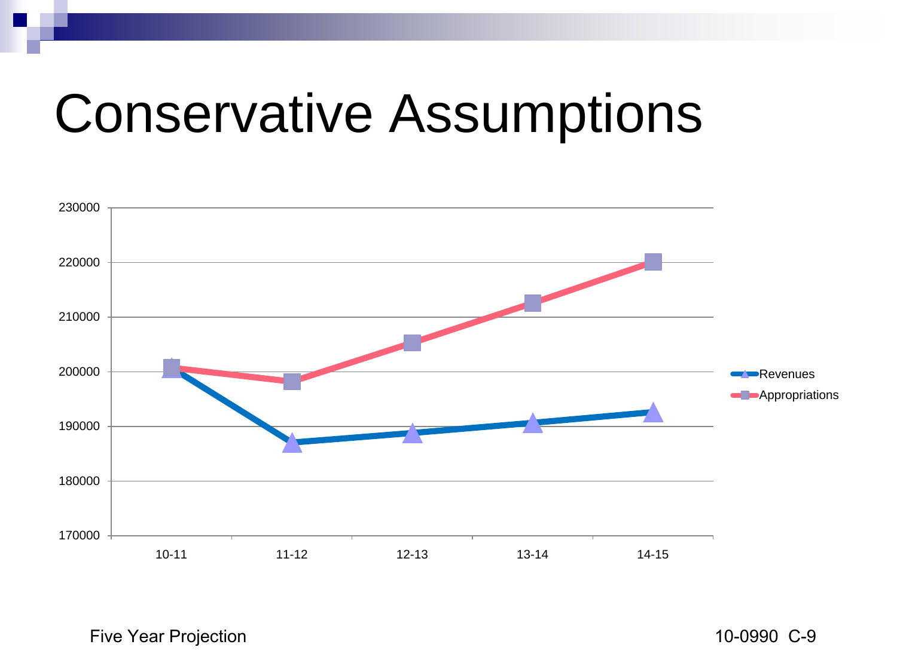# Conservative Assumptions

| | 10-11 | 11-12 | 12-13 | 13-14 | 14-15 |
|---|---|---|---|---|---|
| Revenues | ~200700 | ~187000 | ~188800 | ~190700 | ~192700 |
| Appropriations | ~200800 | ~198200 | ~205300 | ~212600 | ~220100 |

Five Year Projection

10-0990 C-9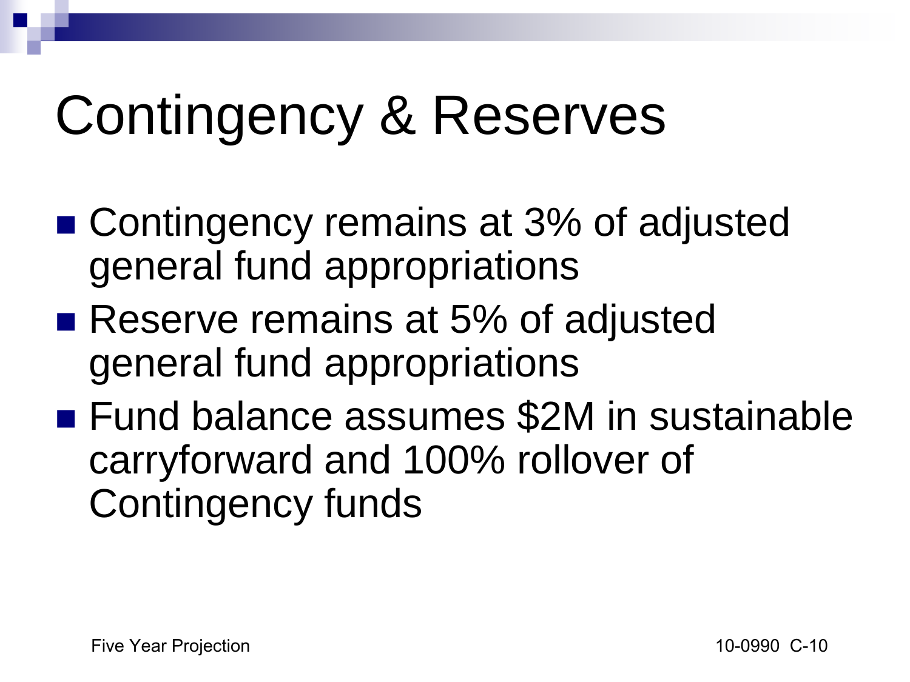# Contingency & Reserves

- Contingency remains at 3% of adjusted general fund appropriations
- Reserve remains at 5% of adjusted general fund appropriations
- Fund balance assumes $2M in sustainable carryforward and 100% rollover of Contingency funds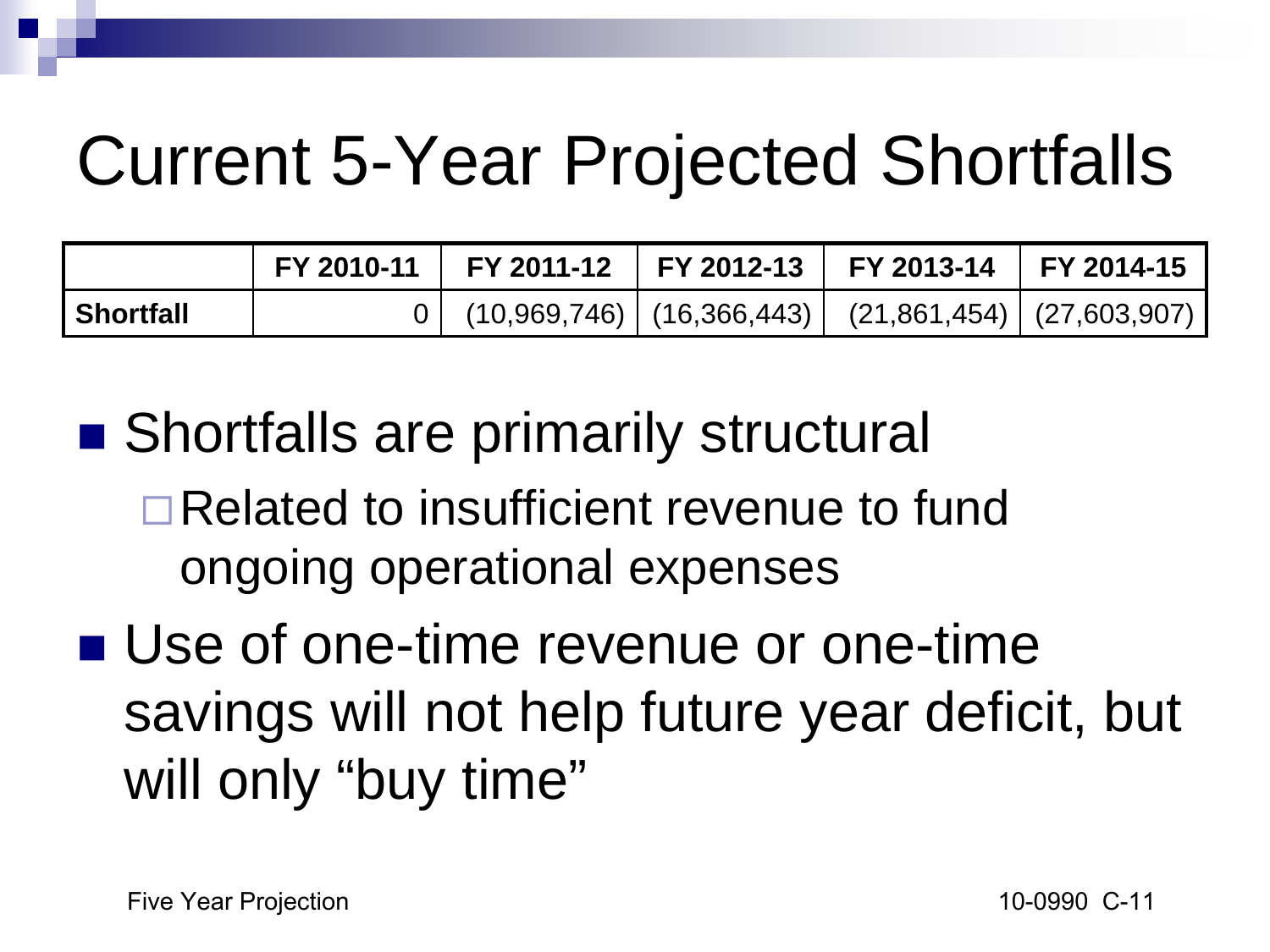# Current 5-Year Projected Shortfalls

| | FY 2010-11 | FY 2011-12 | FY 2012-13 | FY 2013-14 | FY 2014-15 |
|---|---|---|---|---|---|
| **Shortfall** | 0 | (10,969,746) | (16,366,443) | (21,861,454) | (27,603,907) |

- Shortfalls are primarily structural
  - Related to insufficient revenue to fund ongoing operational expenses
- Use of one-time revenue or one-time savings will not help future year deficit, but will only "buy time"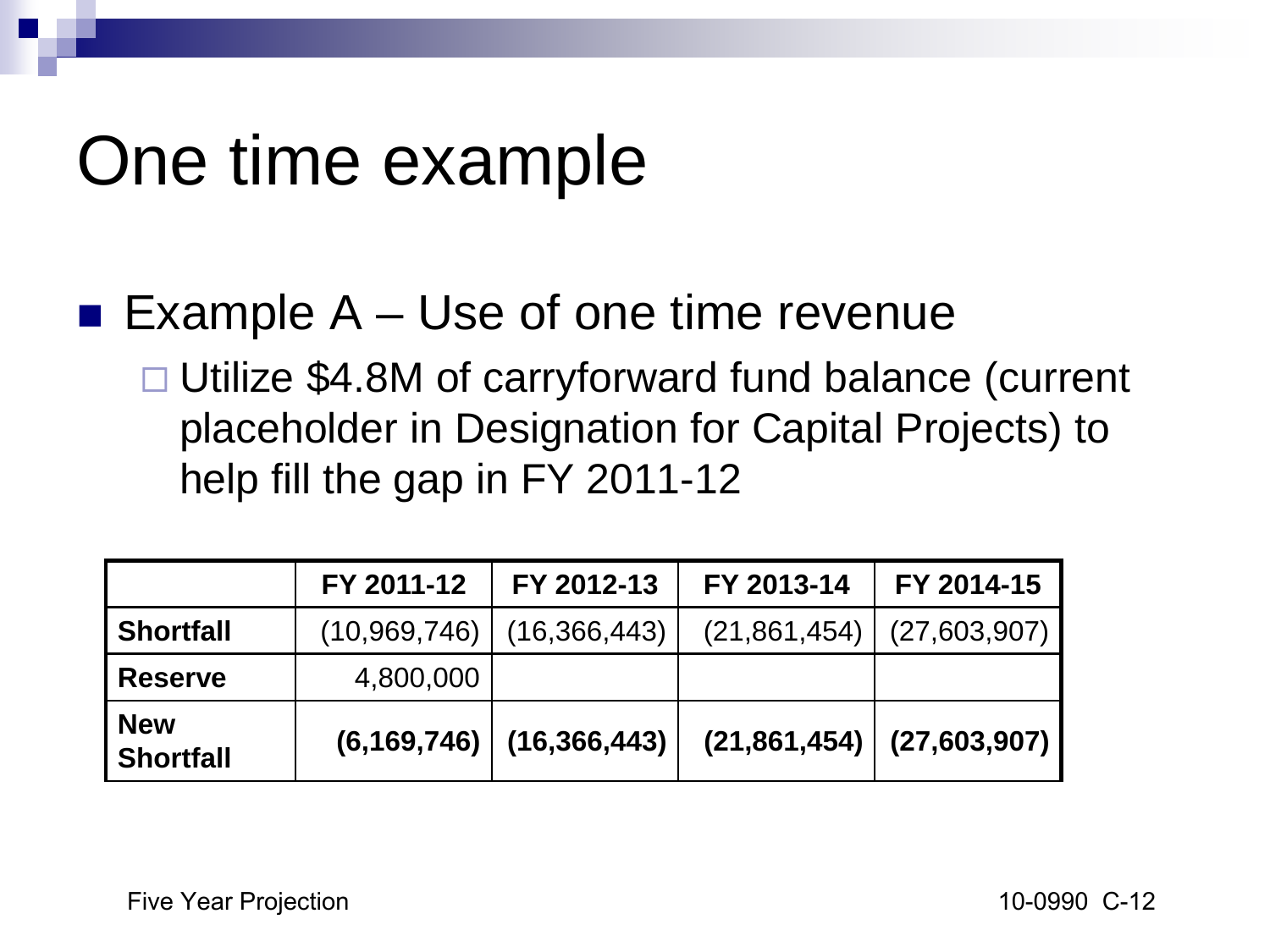# One time example

- Example A – Use of one time revenue
  - Utilize $4.8M of carryforward fund balance (current placeholder in Designation for Capital Projects) to help fill the gap in FY 2011-12

| | FY 2011-12 | FY 2012-13 | FY 2013-14 | FY 2014-15 |
|---|---|---|---|---|
| **Shortfall** | (10,969,746) | (16,366,443) | (21,861,454) | (27,603,907) |
| **Reserve** | 4,800,000 | | | |
| **New Shortfall** | **(6,169,746)** | **(16,366,443)** | **(21,861,454)** | **(27,603,907)** |

Five Year Projection

10-0990 C-12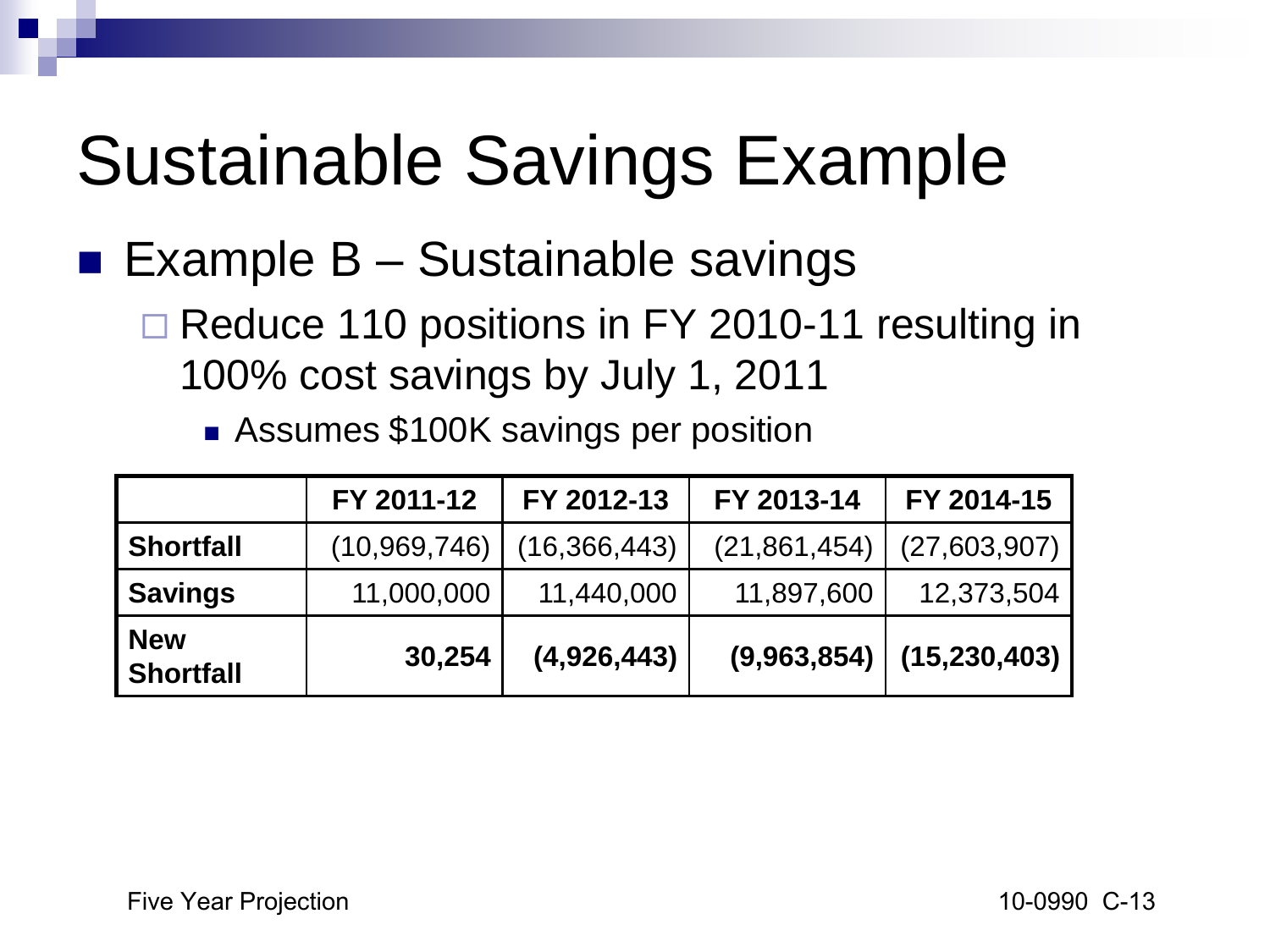# Sustainable Savings Example

- Example B – Sustainable savings
  - Reduce 110 positions in FY 2010-11 resulting in 100% cost savings by July 1, 2011
    - Assumes $100K savings per position

| | FY 2011-12 | FY 2012-13 | FY 2013-14 | FY 2014-15 |
|---|---|---|---|---|
| **Shortfall** | (10,969,746) | (16,366,443) | (21,861,454) | (27,603,907) |
| **Savings** | 11,000,000 | 11,440,000 | 11,897,600 | 12,373,504 |
| **New Shortfall** | **30,254** | **(4,926,443)** | **(9,963,854)** | **(15,230,403)** |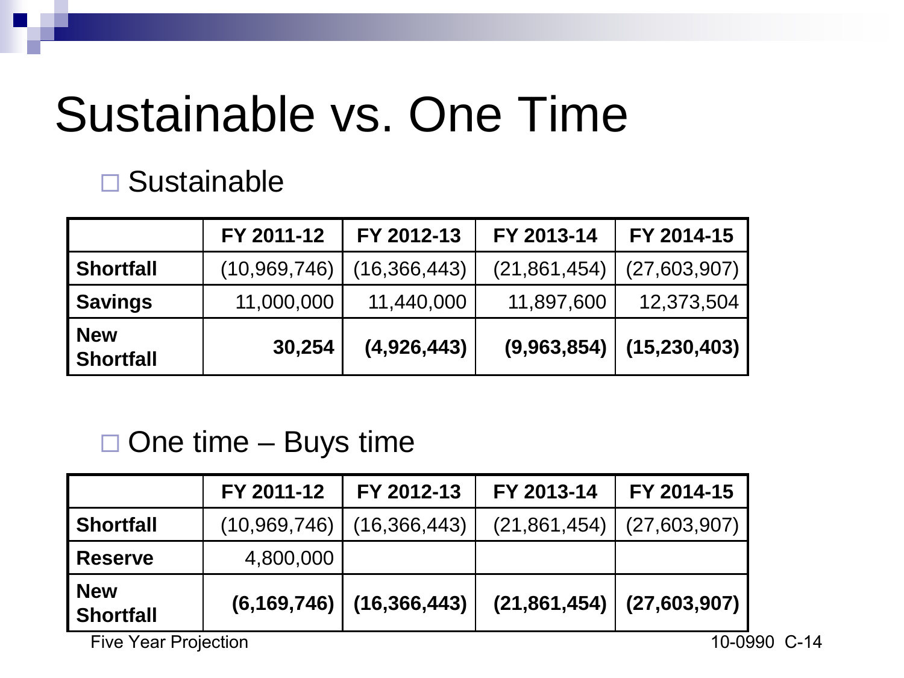# Sustainable vs. One Time

- Sustainable

| | FY 2011-12 | FY 2012-13 | FY 2013-14 | FY 2014-15 |
|---|---|---|---|---|
| **Shortfall** | (10,969,746) | (16,366,443) | (21,861,454) | (27,603,907) |
| **Savings** | 11,000,000 | 11,440,000 | 11,897,600 | 12,373,504 |
| **New Shortfall** | **30,254** | **(4,926,443)** | **(9,963,854)** | **(15,230,403)** |

- One time – Buys time

| | FY 2011-12 | FY 2012-13 | FY 2013-14 | FY 2014-15 |
|---|---|---|---|---|
| **Shortfall** | (10,969,746) | (16,366,443) | (21,861,454) | (27,603,907) |
| **Reserve** | 4,800,000 | | | |
| **New Shortfall** | **(6,169,746)** | **(16,366,443)** | **(21,861,454)** | **(27,603,907)** |

Five Year Projection

10-0990 C-14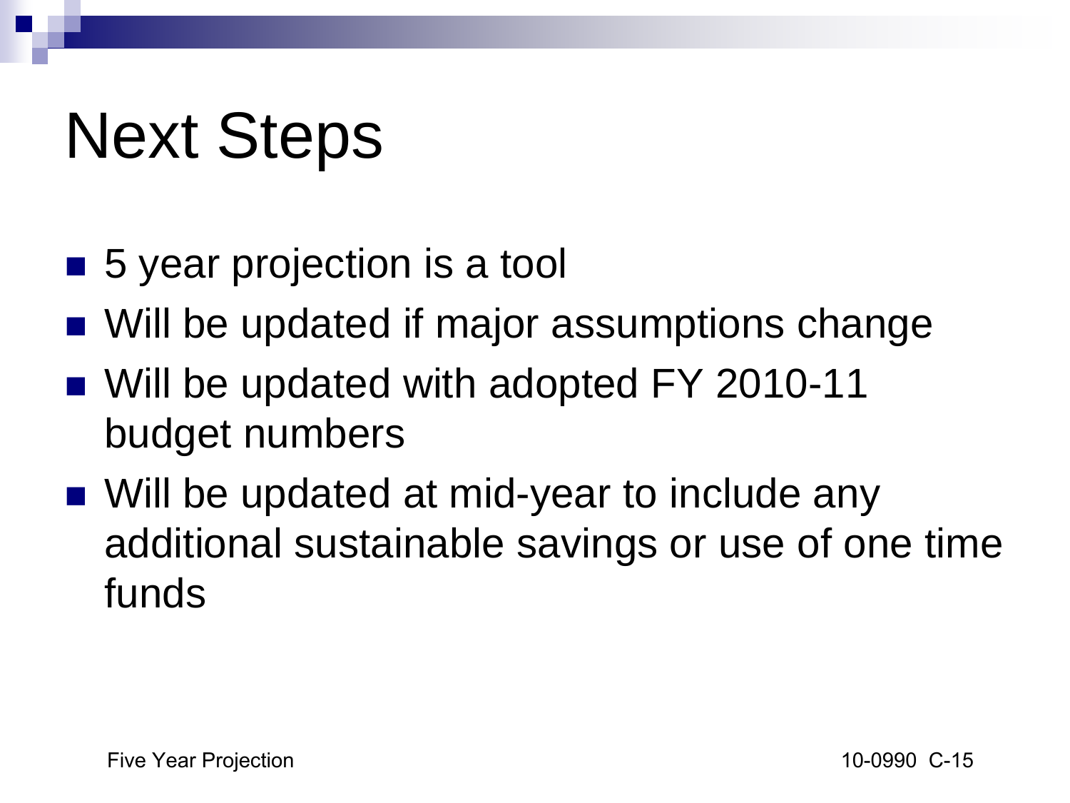# Next Steps

- 5 year projection is a tool
- Will be updated if major assumptions change
- Will be updated with adopted FY 2010-11 budget numbers
- Will be updated at mid-year to include any additional sustainable savings or use of one time funds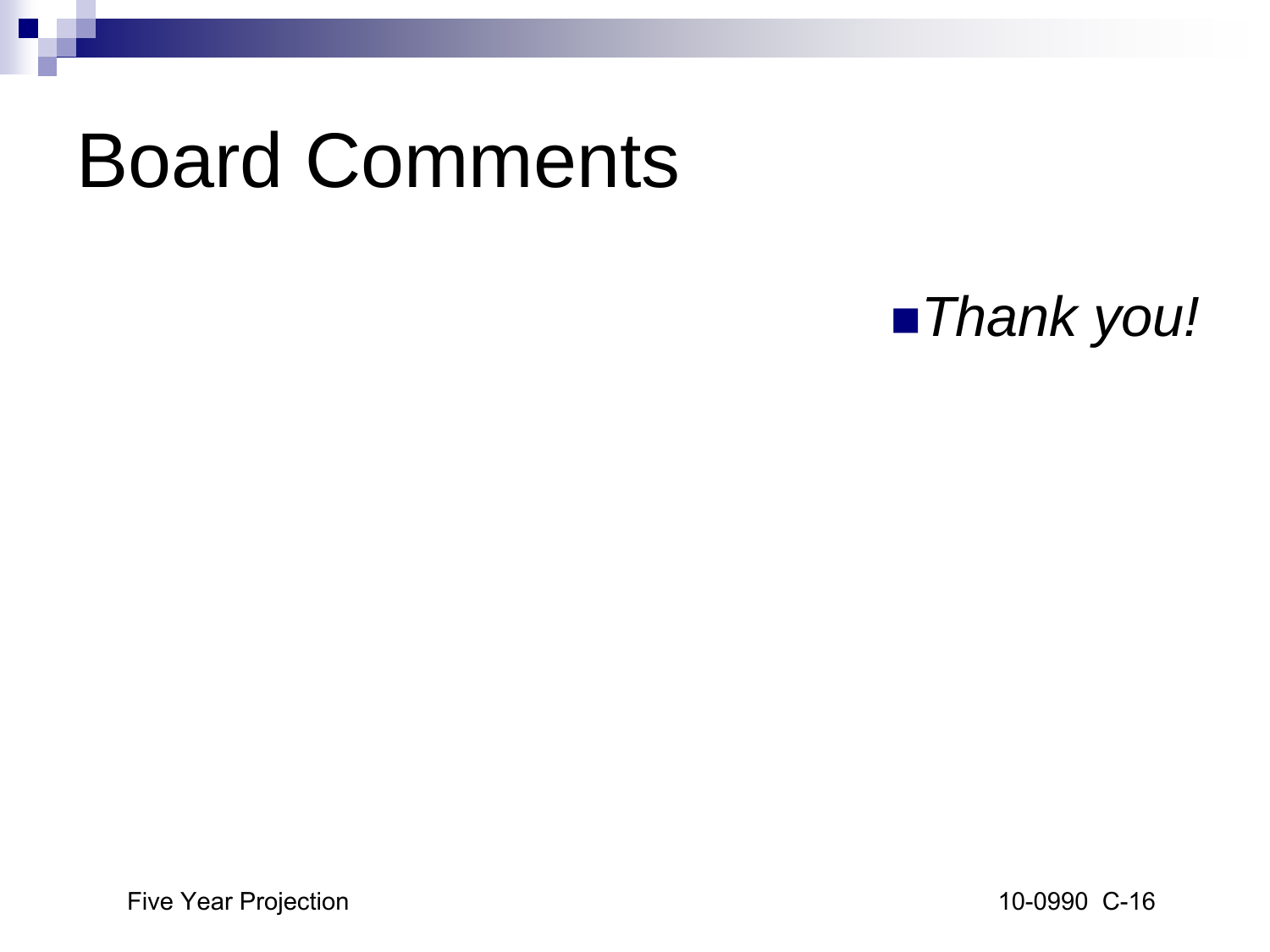# Board Comments

- *Thank you!*